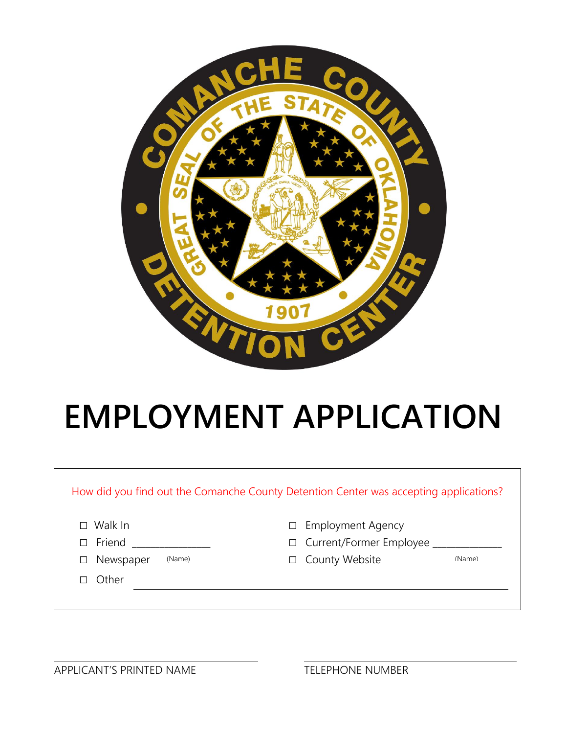# EMPLOYMENT APPLICATION

How did you find out the Comanche County Detention Center was accepting applications?

- ☐ Walk In
- ☐ Friend _______________ (Name)
- ☐ Newspaper
- ☐ Other _______________________________________________
- ☐ Employment Agency
- ☐ Current/Former Employee _______________ (Name)
- ☐ County Website

_______________________________ APPLICANT'S PRINTED NAME

_______________________________ TELEPHONE NUMBER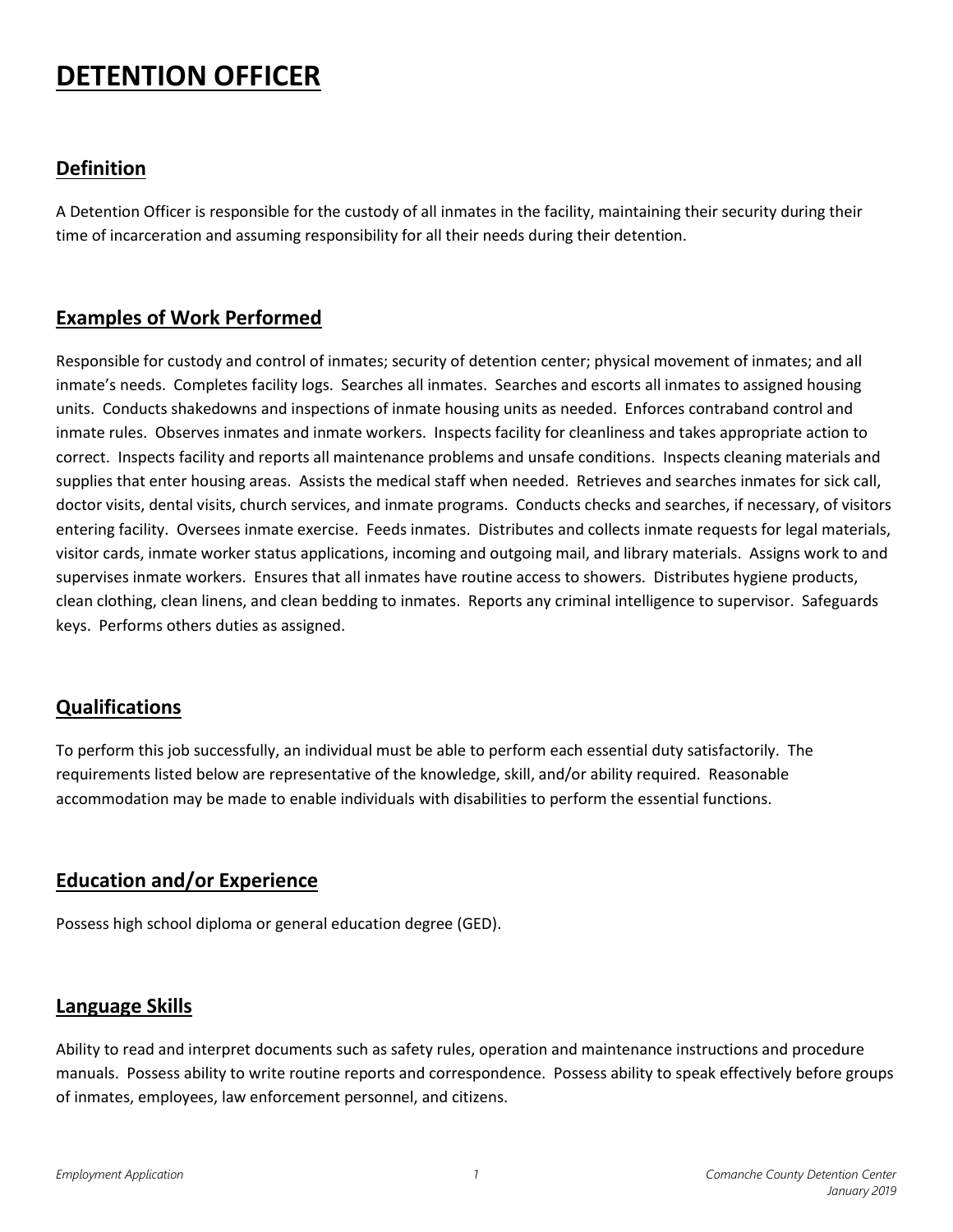# DETENTION OFFICER

## Definition

A Detention Officer is responsible for the custody of all inmates in the facility, maintaining their security during their time of incarceration and assuming responsibility for all their needs during their detention.

## Examples of Work Performed

Responsible for custody and control of inmates; security of detention center; physical movement of inmates; and all inmate's needs. Completes facility logs. Searches all inmates. Searches and escorts all inmates to assigned housing units. Conducts shakedowns and inspections of inmate housing units as needed. Enforces contraband control and inmate rules. Observes inmates and inmate workers. Inspects facility for cleanliness and takes appropriate action to correct. Inspects facility and reports all maintenance problems and unsafe conditions. Inspects cleaning materials and supplies that enter housing areas. Assists the medical staff when needed. Retrieves and searches inmates for sick call, doctor visits, dental visits, church services, and inmate programs. Conducts checks and searches, if necessary, of visitors entering facility. Oversees inmate exercise. Feeds inmates. Distributes and collects inmate requests for legal materials, visitor cards, inmate worker status applications, incoming and outgoing mail, and library materials. Assigns work to and supervises inmate workers. Ensures that all inmates have routine access to showers. Distributes hygiene products, clean clothing, clean linens, and clean bedding to inmates. Reports any criminal intelligence to supervisor. Safeguards keys. Performs others duties as assigned.

## Qualifications

To perform this job successfully, an individual must be able to perform each essential duty satisfactorily. The requirements listed below are representative of the knowledge, skill, and/or ability required. Reasonable accommodation may be made to enable individuals with disabilities to perform the essential functions.

## Education and/or Experience

Possess high school diploma or general education degree (GED).

## Language Skills

Ability to read and interpret documents such as safety rules, operation and maintenance instructions and procedure manuals. Possess ability to write routine reports and correspondence. Possess ability to speak effectively before groups of inmates, employees, law enforcement personnel, and citizens.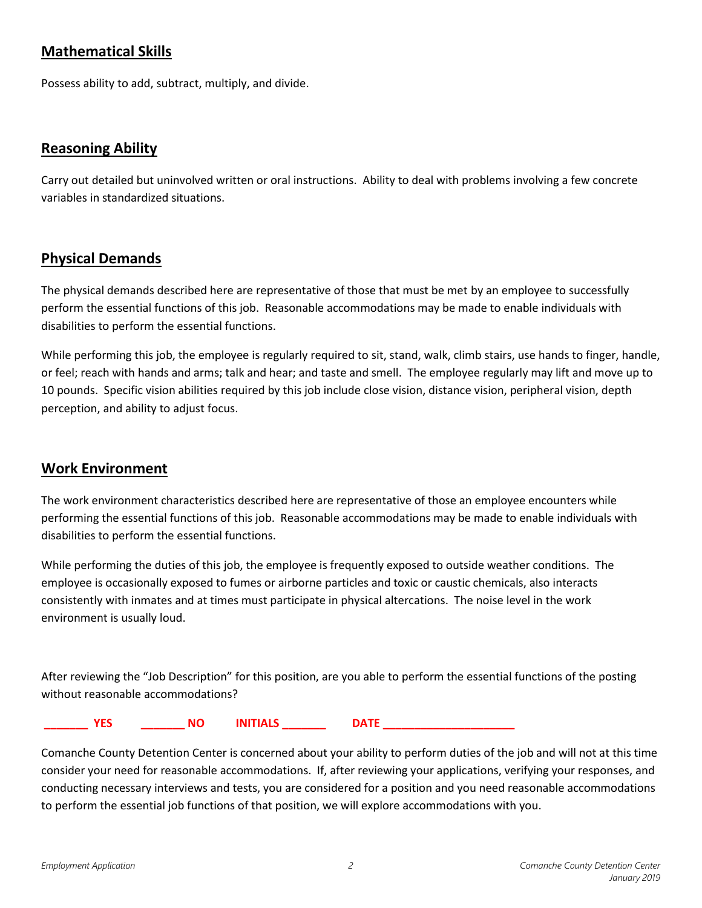## Mathematical Skills

Possess ability to add, subtract, multiply, and divide.

## Reasoning Ability

Carry out detailed but uninvolved written or oral instructions. Ability to deal with problems involving a few concrete variables in standardized situations.

## Physical Demands

The physical demands described here are representative of those that must be met by an employee to successfully perform the essential functions of this job. Reasonable accommodations may be made to enable individuals with disabilities to perform the essential functions.

While performing this job, the employee is regularly required to sit, stand, walk, climb stairs, use hands to finger, handle, or feel; reach with hands and arms; talk and hear; and taste and smell. The employee regularly may lift and move up to 10 pounds. Specific vision abilities required by this job include close vision, distance vision, peripheral vision, depth perception, and ability to adjust focus.

## Work Environment

The work environment characteristics described here are representative of those an employee encounters while performing the essential functions of this job. Reasonable accommodations may be made to enable individuals with disabilities to perform the essential functions.

While performing the duties of this job, the employee is frequently exposed to outside weather conditions. The employee is occasionally exposed to fumes or airborne particles and toxic or caustic chemicals, also interacts consistently with inmates and at times must participate in physical altercations. The noise level in the work environment is usually loud.

After reviewing the "Job Description" for this position, are you able to perform the essential functions of the posting without reasonable accommodations?

**_______ YES  _______ NO  INITIALS _______  DATE _____________________**

Comanche County Detention Center is concerned about your ability to perform duties of the job and will not at this time consider your need for reasonable accommodations. If, after reviewing your applications, verifying your responses, and conducting necessary interviews and tests, you are considered for a position and you need reasonable accommodations to perform the essential job functions of that position, we will explore accommodations with you.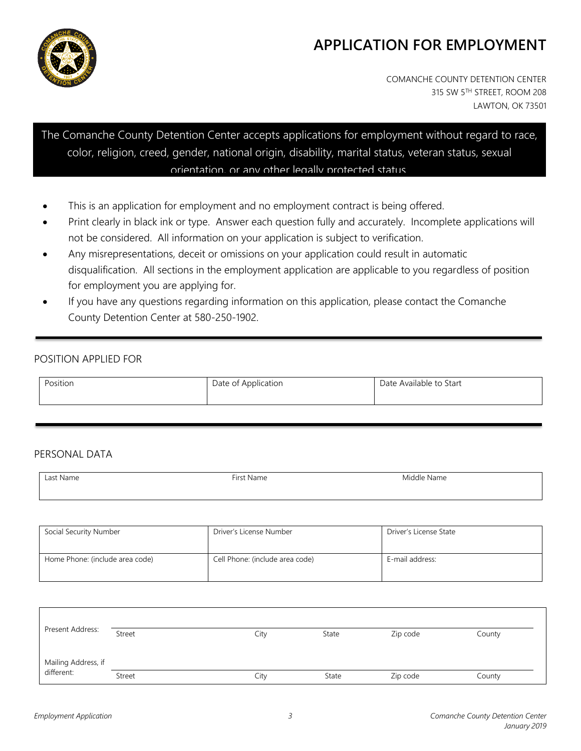# APPLICATION FOR EMPLOYMENT

COMANCHE COUNTY DETENTION CENTER
315 SW 5TH STREET, ROOM 208
LAWTON, OK 73501

The Comanche County Detention Center accepts applications for employment without regard to race, color, religion, creed, gender, national origin, disability, marital status, veteran status, sexual orientation, or any other legally protected status

- This is an application for employment and no employment contract is being offered.
- Print clearly in black ink or type. Answer each question fully and accurately. Incomplete applications will not be considered. All information on your application is subject to verification.
- Any misrepresentations, deceit or omissions on your application could result in automatic disqualification. All sections in the employment application are applicable to you regardless of position for employment you are applying for.
- If you have any questions regarding information on this application, please contact the Comanche County Detention Center at 580-250-1902.

## POSITION APPLIED FOR

| Position | Date of Application | Date Available to Start |
|---|---|---|
| | | |

## PERSONAL DATA

| Last Name | First Name | Middle Name |
|---|---|---|
| | | |

| Social Security Number | Driver's License Number | Driver's License State |
|---|---|---|
| | | |
| Home Phone: (include area code) | Cell Phone: (include area code) | E-mail address: |
| | | |

| | Street | City | State | Zip code | County |
|---|---|---|---|---|---|
| Present Address: | | | | | |
| Mailing Address, if different: | | | | | |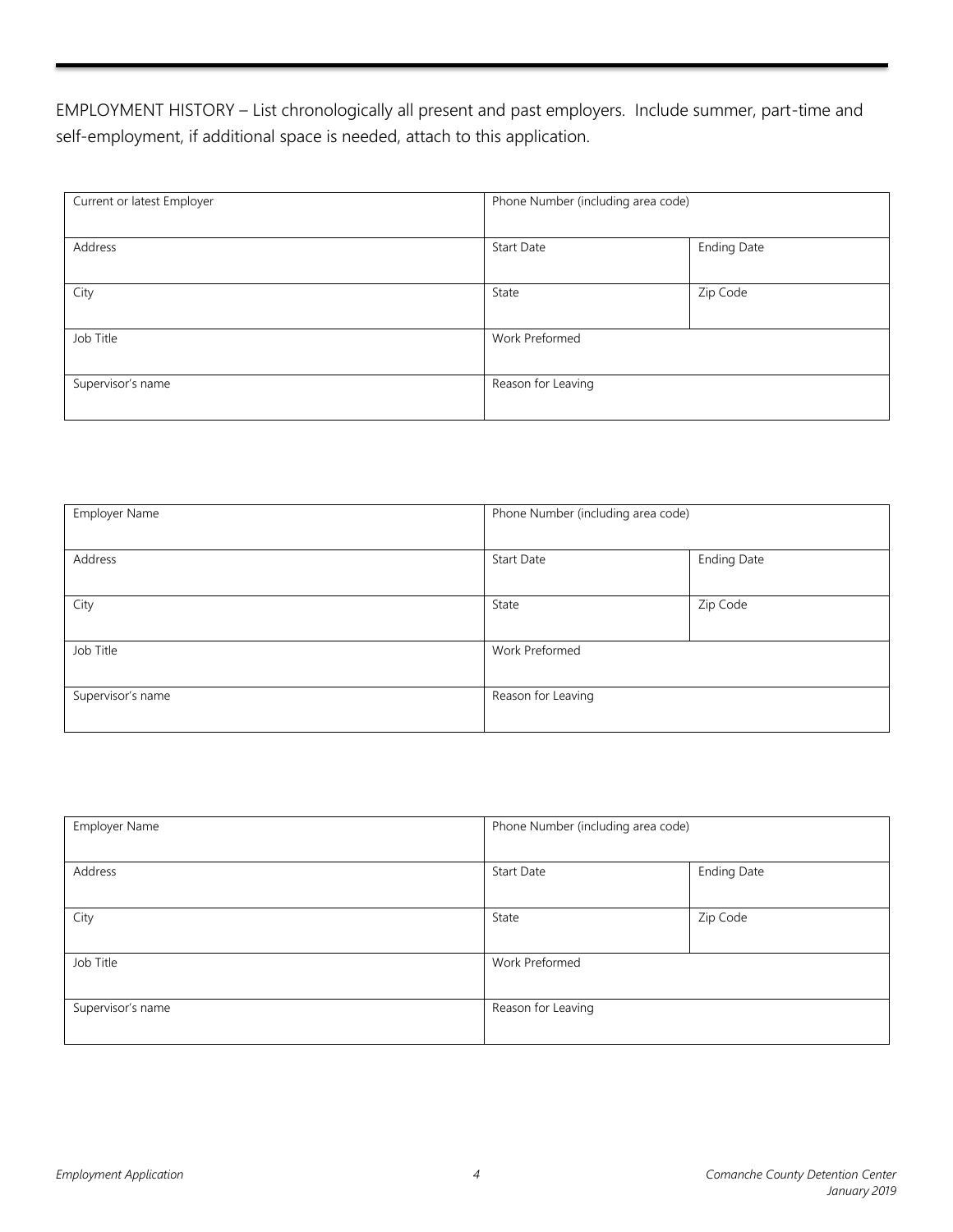EMPLOYMENT HISTORY – List chronologically all present and past employers. Include summer, part-time and self-employment, if additional space is needed, attach to this application.

| Current or latest Employer | Phone Number (including area code) | |
|---|---|---|
| Address | Start Date | Ending Date |
| City | State | Zip Code |
| Job Title | Work Preformed | |
| Supervisor's name | Reason for Leaving | |

| Employer Name | Phone Number (including area code) | |
|---|---|---|
| Address | Start Date | Ending Date |
| City | State | Zip Code |
| Job Title | Work Preformed | |
| Supervisor's name | Reason for Leaving | |

| Employer Name | Phone Number (including area code) | |
|---|---|---|
| Address | Start Date | Ending Date |
| City | State | Zip Code |
| Job Title | Work Preformed | |
| Supervisor's name | Reason for Leaving | |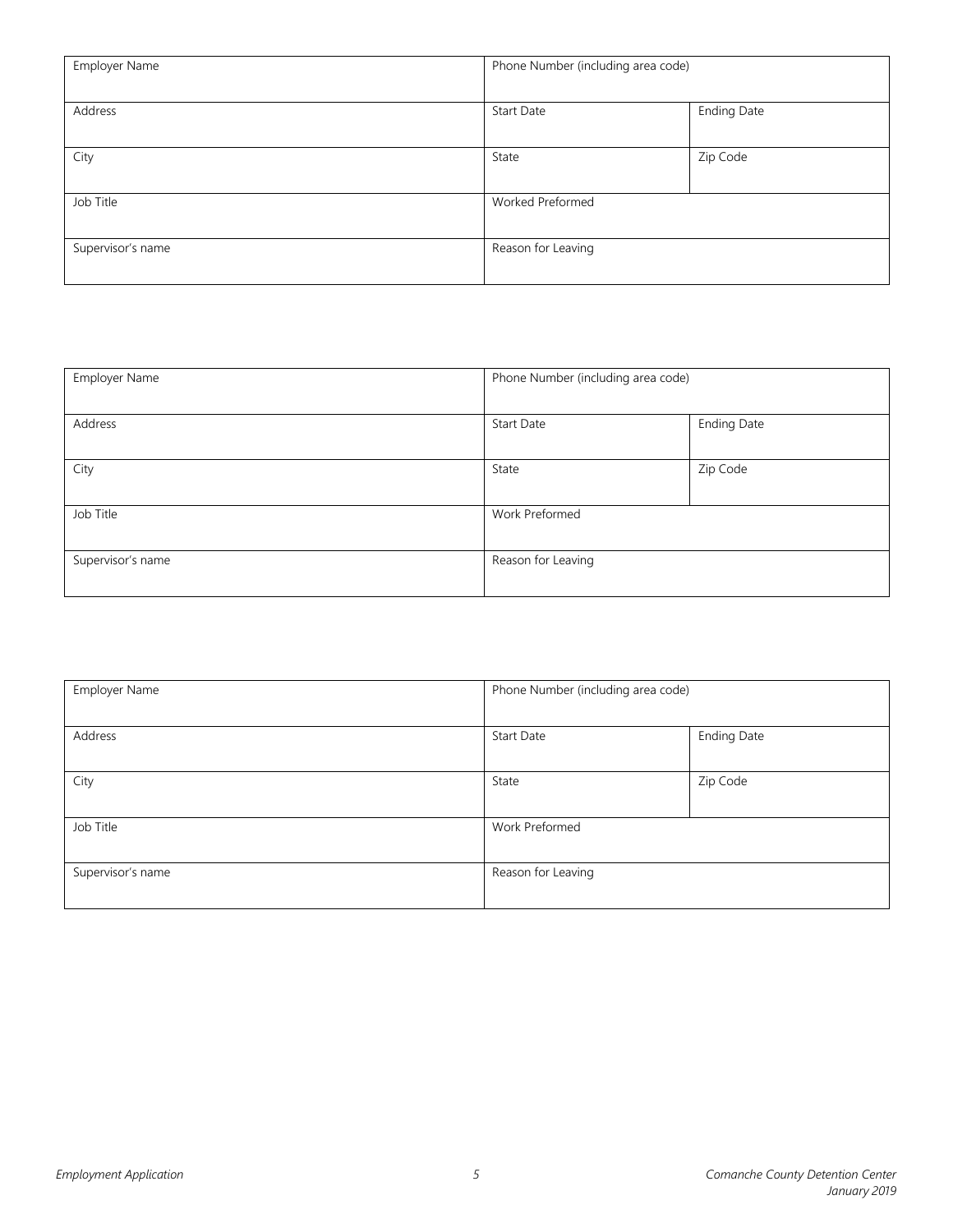| Employer Name | Phone Number (including area code) | |
|---|---|---|
| Address | Start Date | Ending Date |
| City | State | Zip Code |
| Job Title | Worked Preformed | |
| Supervisor's name | Reason for Leaving | |

| Employer Name | Phone Number (including area code) | |
|---|---|---|
| Address | Start Date | Ending Date |
| City | State | Zip Code |
| Job Title | Work Preformed | |
| Supervisor's name | Reason for Leaving | |

| Employer Name | Phone Number (including area code) | |
|---|---|---|
| Address | Start Date | Ending Date |
| City | State | Zip Code |
| Job Title | Work Preformed | |
| Supervisor's name | Reason for Leaving | |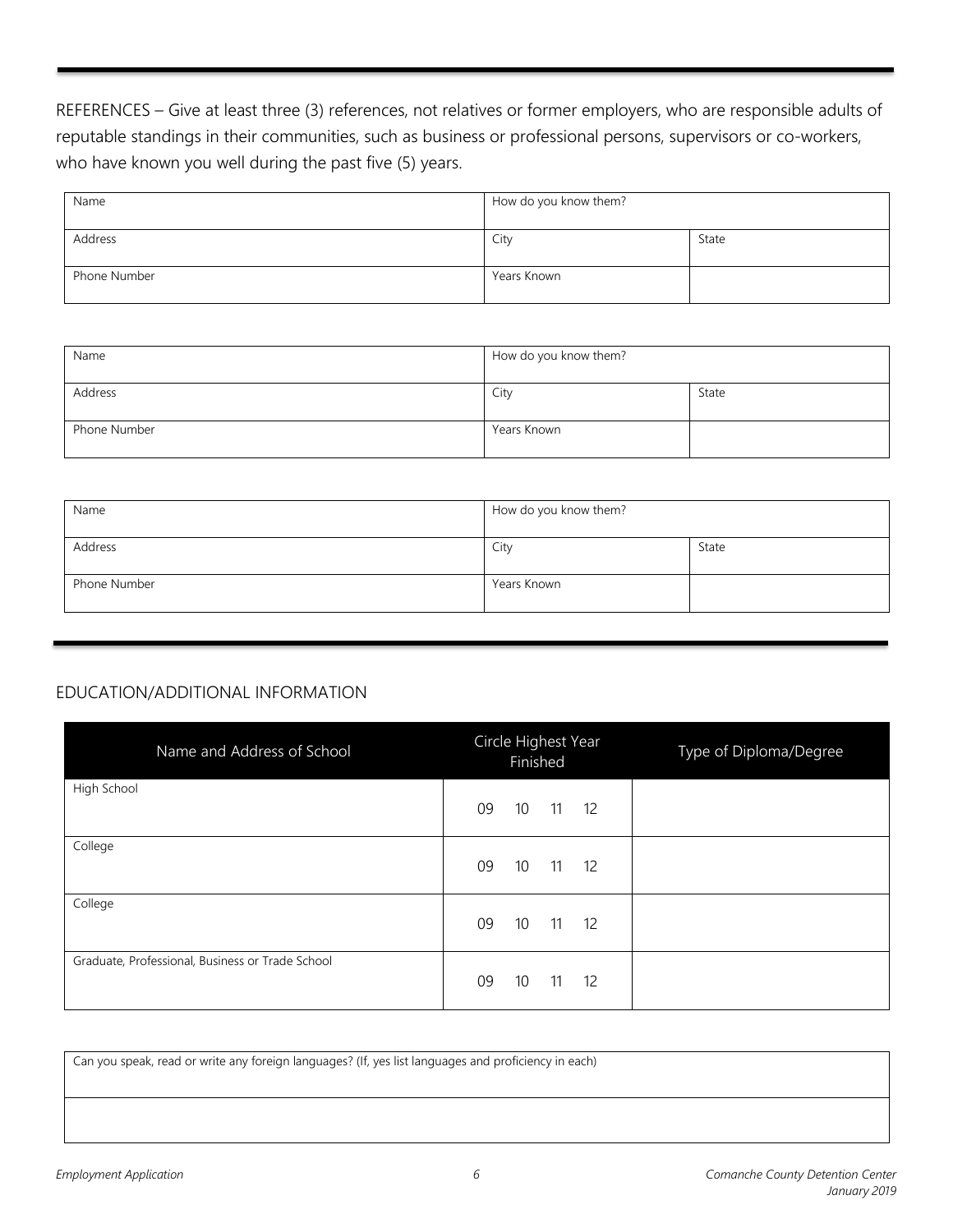REFERENCES – Give at least three (3) references, not relatives or former employers, who are responsible adults of reputable standings in their communities, such as business or professional persons, supervisors or co-workers, who have known you well during the past five (5) years.

| Name | How do you know them? | |
|---|---|---|
| Address | City | State |
| Phone Number | Years Known | |

| Name | How do you know them? | |
|---|---|---|
| Address | City | State |
| Phone Number | Years Known | |

| Name | How do you know them? | |
|---|---|---|
| Address | City | State |
| Phone Number | Years Known | |

## EDUCATION/ADDITIONAL INFORMATION

| Name and Address of School | Circle Highest Year Finished | Type of Diploma/Degree |
|---|---|---|
| High School | 09 10 11 12 | |
| College | 09 10 11 12 | |
| College | 09 10 11 12 | |
| Graduate, Professional, Business or Trade School | 09 10 11 12 | |

| Can you speak, read or write any foreign languages? (If, yes list languages and proficiency in each) |
|---|
| |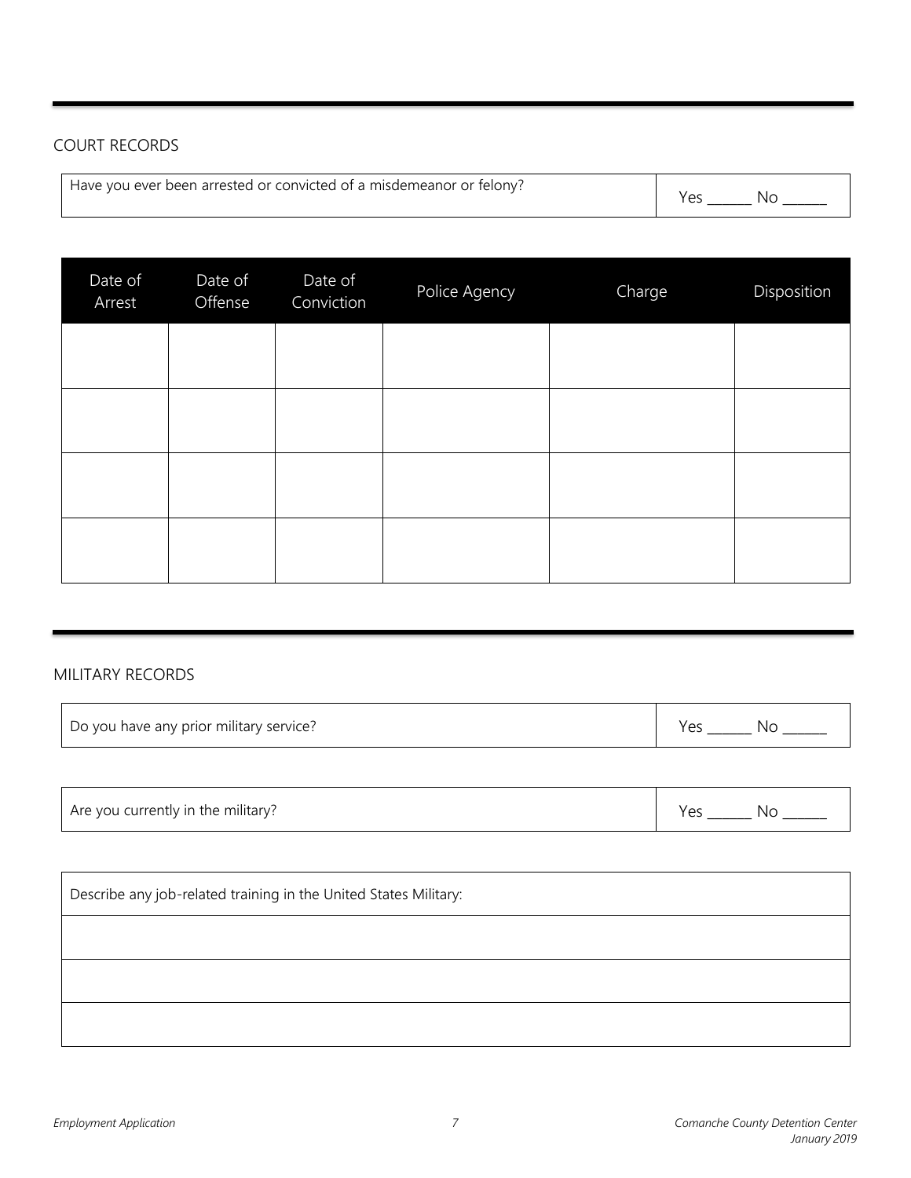## COURT RECORDS

| Have you ever been arrested or convicted of a misdemeanor or felony? | Yes ______ No ______ |
|---|---|

| Date of Arrest | Date of Offense | Date of Conviction | Police Agency | Charge | Disposition |
|---|---|---|---|---|---|
| | | | | | |
| | | | | | |
| | | | | | |
| | | | | | |

## MILITARY RECORDS

| Do you have any prior military service? | Yes ______ No ______ |
|---|---|

| Are you currently in the military? | Yes ______ No ______ |
|---|---|

| Describe any job-related training in the United States Military: |
|---|
| |
| |
| |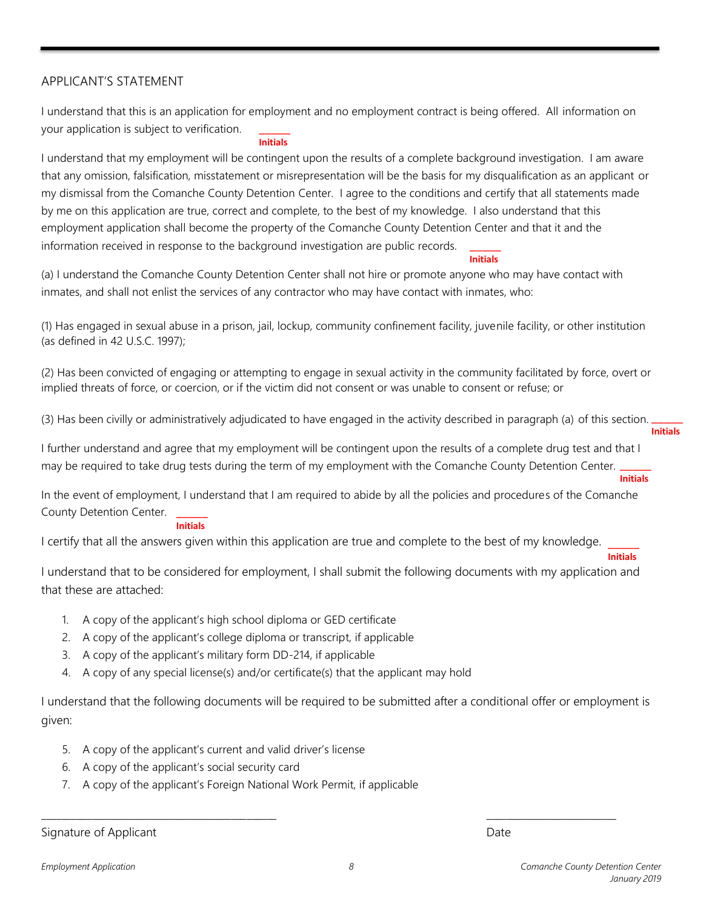## APPLICANT'S STATEMENT

I understand that this is an application for employment and no employment contract is being offered. All information on your application is subject to verification. ______ **Initials**

I understand that my employment will be contingent upon the results of a complete background investigation. I am aware that any omission, falsification, misstatement or misrepresentation will be the basis for my disqualification as an applicant or my dismissal from the Comanche County Detention Center. I agree to the conditions and certify that all statements made by me on this application are true, correct and complete, to the best of my knowledge. I also understand that this employment application shall become the property of the Comanche County Detention Center and that it and the information received in response to the background investigation are public records. ______ **Initials**

(a) I understand the Comanche County Detention Center shall not hire or promote anyone who may have contact with inmates, and shall not enlist the services of any contractor who may have contact with inmates, who:

(1) Has engaged in sexual abuse in a prison, jail, lockup, community confinement facility, juvenile facility, or other institution (as defined in 42 U.S.C. 1997);

(2) Has been convicted of engaging or attempting to engage in sexual activity in the community facilitated by force, overt or implied threats of force, or coercion, or if the victim did not consent or was unable to consent or refuse; or

(3) Has been civilly or administratively adjudicated to have engaged in the activity described in paragraph (a) of this section. ______ **Initials**

I further understand and agree that my employment will be contingent upon the results of a complete drug test and that I may be required to take drug tests during the term of my employment with the Comanche County Detention Center. ______ **Initials**

In the event of employment, I understand that I am required to abide by all the policies and procedures of the Comanche County Detention Center. ______ **Initials**

I certify that all the answers given within this application are true and complete to the best of my knowledge. ______ **Initials**

I understand that to be considered for employment, I shall submit the following documents with my application and that these are attached:

1. A copy of the applicant's high school diploma or GED certificate
2. A copy of the applicant's college diploma or transcript, if applicable
3. A copy of the applicant's military form DD-214, if applicable
4. A copy of any special license(s) and/or certificate(s) that the applicant may hold

I understand that the following documents will be required to be submitted after a conditional offer or employment is given:

5. A copy of the applicant's current and valid driver's license
6. A copy of the applicant's social security card
7. A copy of the applicant's Foreign National Work Permit, if applicable

_______________________________________________ &nbsp;&nbsp;&nbsp;&nbsp;&nbsp;&nbsp;&nbsp;&nbsp; ___________________________

Signature of Applicant &nbsp;&nbsp;&nbsp;&nbsp;&nbsp;&nbsp;&nbsp;&nbsp;&nbsp;&nbsp;&nbsp;&nbsp;&nbsp;&nbsp;&nbsp;&nbsp;&nbsp;&nbsp;&nbsp;&nbsp;&nbsp;&nbsp;&nbsp;&nbsp;&nbsp;&nbsp;&nbsp;&nbsp;&nbsp;&nbsp; Date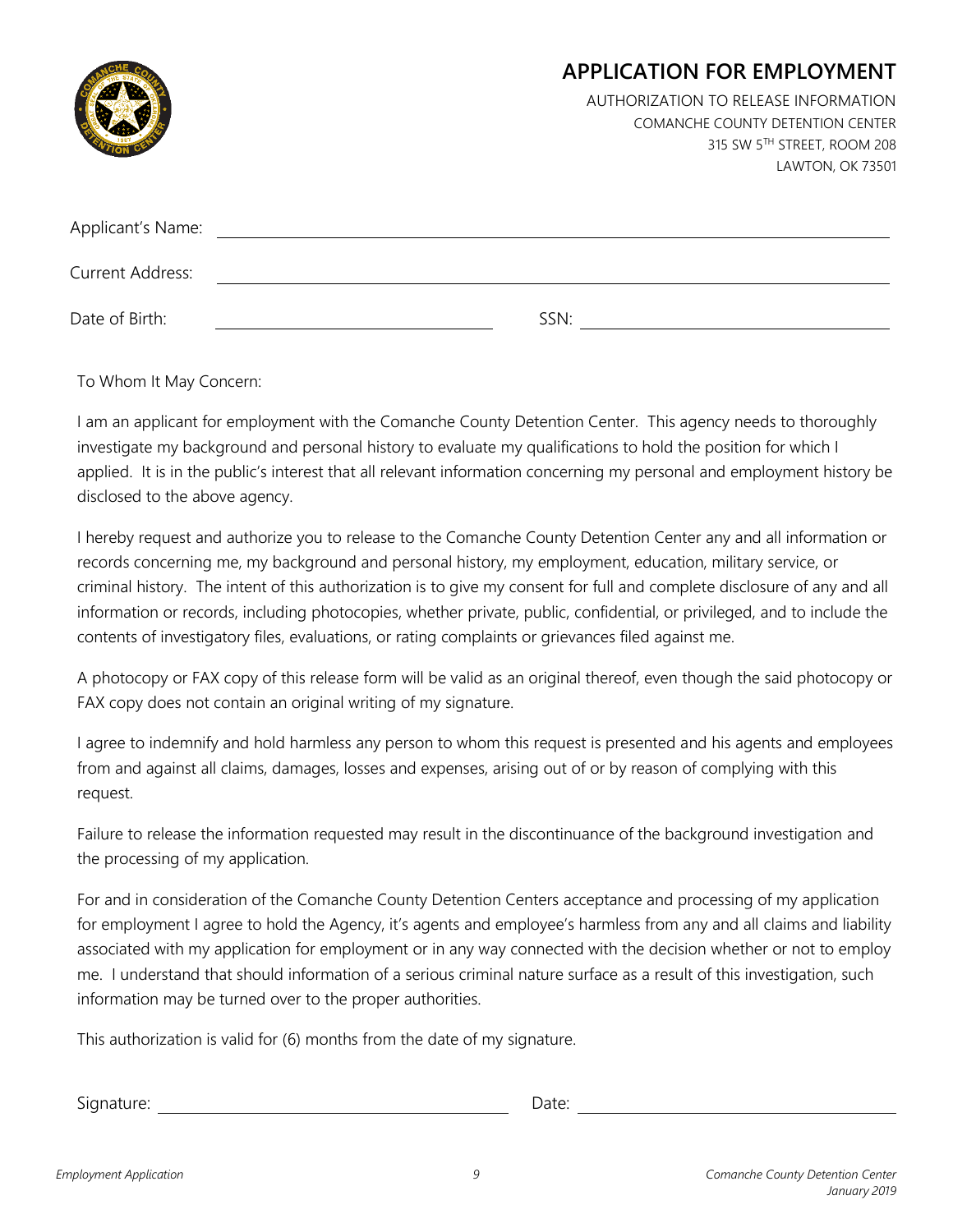# APPLICATION FOR EMPLOYMENT

AUTHORIZATION TO RELEASE INFORMATION
COMANCHE COUNTY DETENTION CENTER
315 SW 5TH STREET, ROOM 208
LAWTON, OK 73501

Applicant's Name: ______________________________________________

Current Address: ______________________________________________

Date of Birth: ______________________ SSN: ______________________

To Whom It May Concern:

I am an applicant for employment with the Comanche County Detention Center. This agency needs to thoroughly investigate my background and personal history to evaluate my qualifications to hold the position for which I applied. It is in the public's interest that all relevant information concerning my personal and employment history be disclosed to the above agency.

I hereby request and authorize you to release to the Comanche County Detention Center any and all information or records concerning me, my background and personal history, my employment, education, military service, or criminal history. The intent of this authorization is to give my consent for full and complete disclosure of any and all information or records, including photocopies, whether private, public, confidential, or privileged, and to include the contents of investigatory files, evaluations, or rating complaints or grievances filed against me.

A photocopy or FAX copy of this release form will be valid as an original thereof, even though the said photocopy or FAX copy does not contain an original writing of my signature.

I agree to indemnify and hold harmless any person to whom this request is presented and his agents and employees from and against all claims, damages, losses and expenses, arising out of or by reason of complying with this request.

Failure to release the information requested may result in the discontinuance of the background investigation and the processing of my application.

For and in consideration of the Comanche County Detention Centers acceptance and processing of my application for employment I agree to hold the Agency, it's agents and employee's harmless from any and all claims and liability associated with my application for employment or in any way connected with the decision whether or not to employ me. I understand that should information of a serious criminal nature surface as a result of this investigation, such information may be turned over to the proper authorities.

This authorization is valid for (6) months from the date of my signature.

Signature: ______________________ Date: ______________________